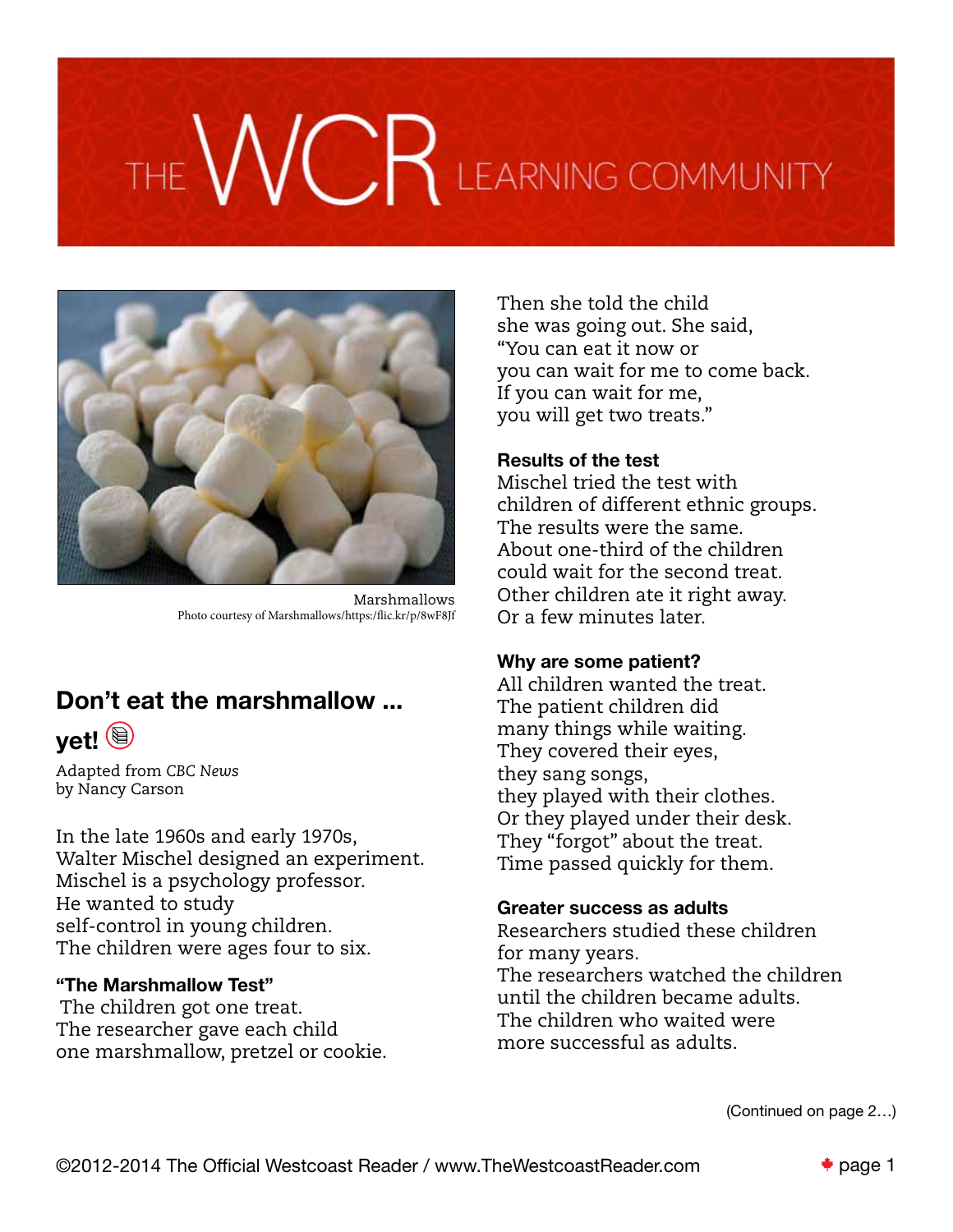THE WCR LEARNING COMMUNITY

Marshmallows
Photo courtesy of Marshmallows/https:/flic.kr/p/8wF8Jf

## Don't eat the marshmallow ... yet!

Adapted from *CBC News*
by Nancy Carson

In the late 1960s and early 1970s,
Walter Mischel designed an experiment.
Mischel is a psychology professor.
He wanted to study
self-control in young children.
The children were ages four to six.

### "The Marshmallow Test"

The children got one treat.
The researcher gave each child
one marshmallow, pretzel or cookie.

Then she told the child
she was going out. She said,
"You can eat it now or
you can wait for me to come back.
If you can wait for me,
you will get two treats."

### Results of the test

Mischel tried the test with
children of different ethnic groups.
The results were the same.
About one-third of the children
could wait for the second treat.
Other children ate it right away.
Or a few minutes later.

### Why are some patient?

All children wanted the treat.
The patient children did
many things while waiting.
They covered their eyes,
they sang songs,
they played with their clothes.
Or they played under their desk.
They "forgot" about the treat.
Time passed quickly for them.

### Greater success as adults

Researchers studied these children
for many years.
The researchers watched the children
until the children became adults.
The children who waited were
more successful as adults.

(Continued on page 2…)

©2012-2014 The Official Westcoast Reader / www.TheWestcoastReader.com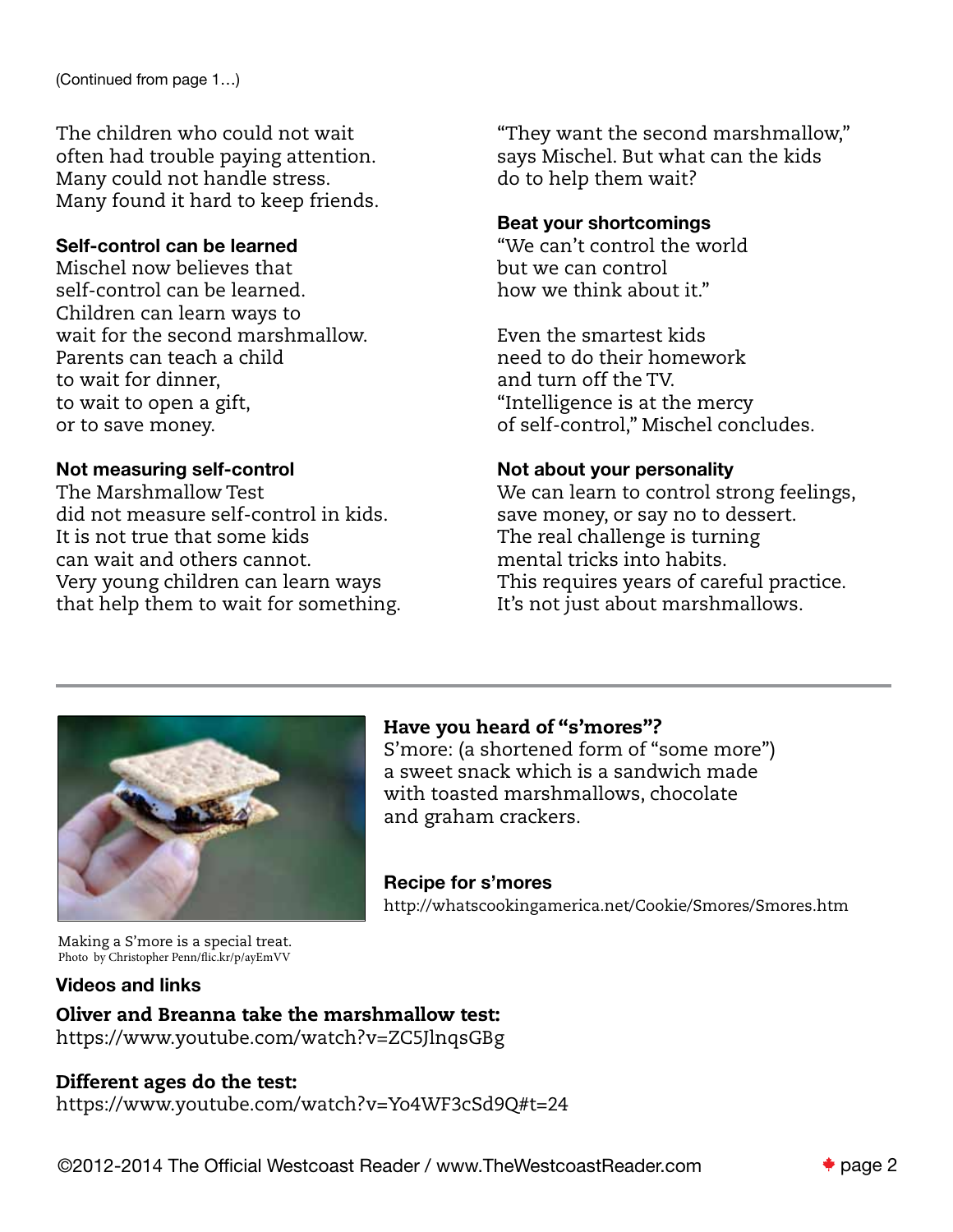(Continued from page 1…)

The children who could not wait
often had trouble paying attention.
Many could not handle stress.
Many found it hard to keep friends.

**Self-control can be learned**

Mischel now believes that
self-control can be learned.
Children can learn ways to
wait for the second marshmallow.
Parents can teach a child
to wait for dinner,
to wait to open a gift,
or to save money.

**Not measuring self-control**

The Marshmallow Test
did not measure self-control in kids.
It is not true that some kids
can wait and others cannot.
Very young children can learn ways
that help them to wait for something.

"They want the second marshmallow,"
says Mischel. But what can the kids
do to help them wait?

**Beat your shortcomings**

"We can't control the world
but we can control
how we think about it."

Even the smartest kids
need to do their homework
and turn off the TV.
"Intelligence is at the mercy
of self-control," Mischel concludes.

**Not about your personality**

We can learn to control strong feelings,
save money, or say no to dessert.
The real challenge is turning
mental tricks into habits.
This requires years of careful practice.
It's not just about marshmallows.

---

Making a S'more is a special treat.
Photo by Christopher Penn/flic.kr/p/ayEmVV

**Have you heard of "s'mores"?**

S'more: (a shortened form of "some more")
a sweet snack which is a sandwich made
with toasted marshmallows, chocolate
and graham crackers.

**Recipe for s'mores**

http://whatscookingamerica.net/Cookie/Smores/Smores.htm

**Videos and links**

**Oliver and Breanna take the marshmallow test:**
https://www.youtube.com/watch?v=ZC5JlnqsGBg

**Different ages do the test:**
https://www.youtube.com/watch?v=Yo4WF3cSd9Q#t=24

©2012-2014 The Official Westcoast Reader / www.TheWestcoastReader.com